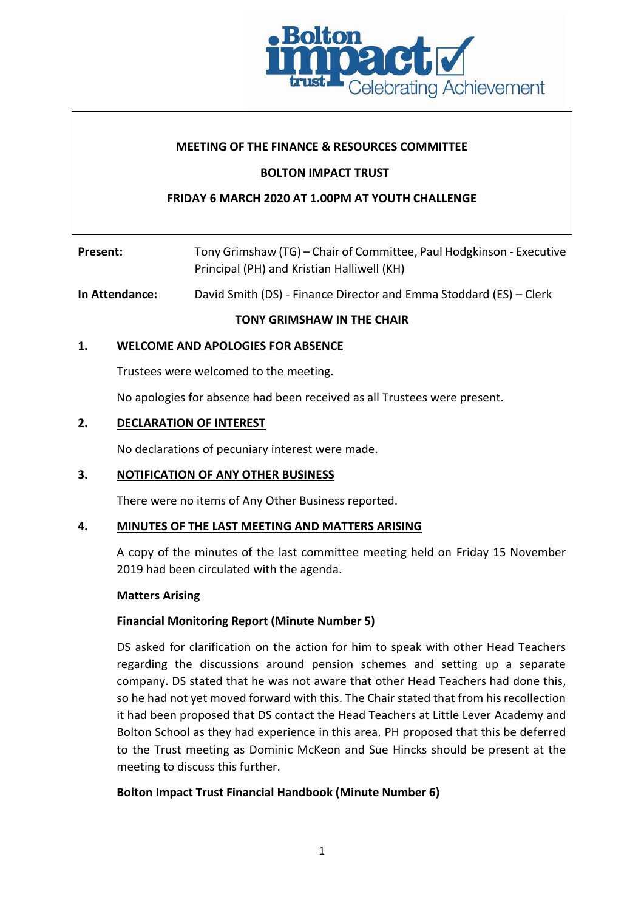**MEETING OF THE FINANCE & RESOURCES COMMITTEE**

**BOLTON IMPACT TRUST**

**FRIDAY 6 MARCH 2020 AT 1.00PM AT YOUTH CHALLENGE**

**Present:** Tony Grimshaw (TG) – Chair of Committee, Paul Hodgkinson - Executive Principal (PH) and Kristian Halliwell (KH)

**In Attendance:** David Smith (DS) - Finance Director and Emma Stoddard (ES) – Clerk

**TONY GRIMSHAW IN THE CHAIR**

## 1. WELCOME AND APOLOGIES FOR ABSENCE

Trustees were welcomed to the meeting.

No apologies for absence had been received as all Trustees were present.

## 2. DECLARATION OF INTEREST

No declarations of pecuniary interest were made.

## 3. NOTIFICATION OF ANY OTHER BUSINESS

There were no items of Any Other Business reported.

## 4. MINUTES OF THE LAST MEETING AND MATTERS ARISING

A copy of the minutes of the last committee meeting held on Friday 15 November 2019 had been circulated with the agenda.

**Matters Arising**

**Financial Monitoring Report (Minute Number 5)**

DS asked for clarification on the action for him to speak with other Head Teachers regarding the discussions around pension schemes and setting up a separate company. DS stated that he was not aware that other Head Teachers had done this, so he had not yet moved forward with this. The Chair stated that from his recollection it had been proposed that DS contact the Head Teachers at Little Lever Academy and Bolton School as they had experience in this area. PH proposed that this be deferred to the Trust meeting as Dominic McKeon and Sue Hincks should be present at the meeting to discuss this further.

**Bolton Impact Trust Financial Handbook (Minute Number 6)**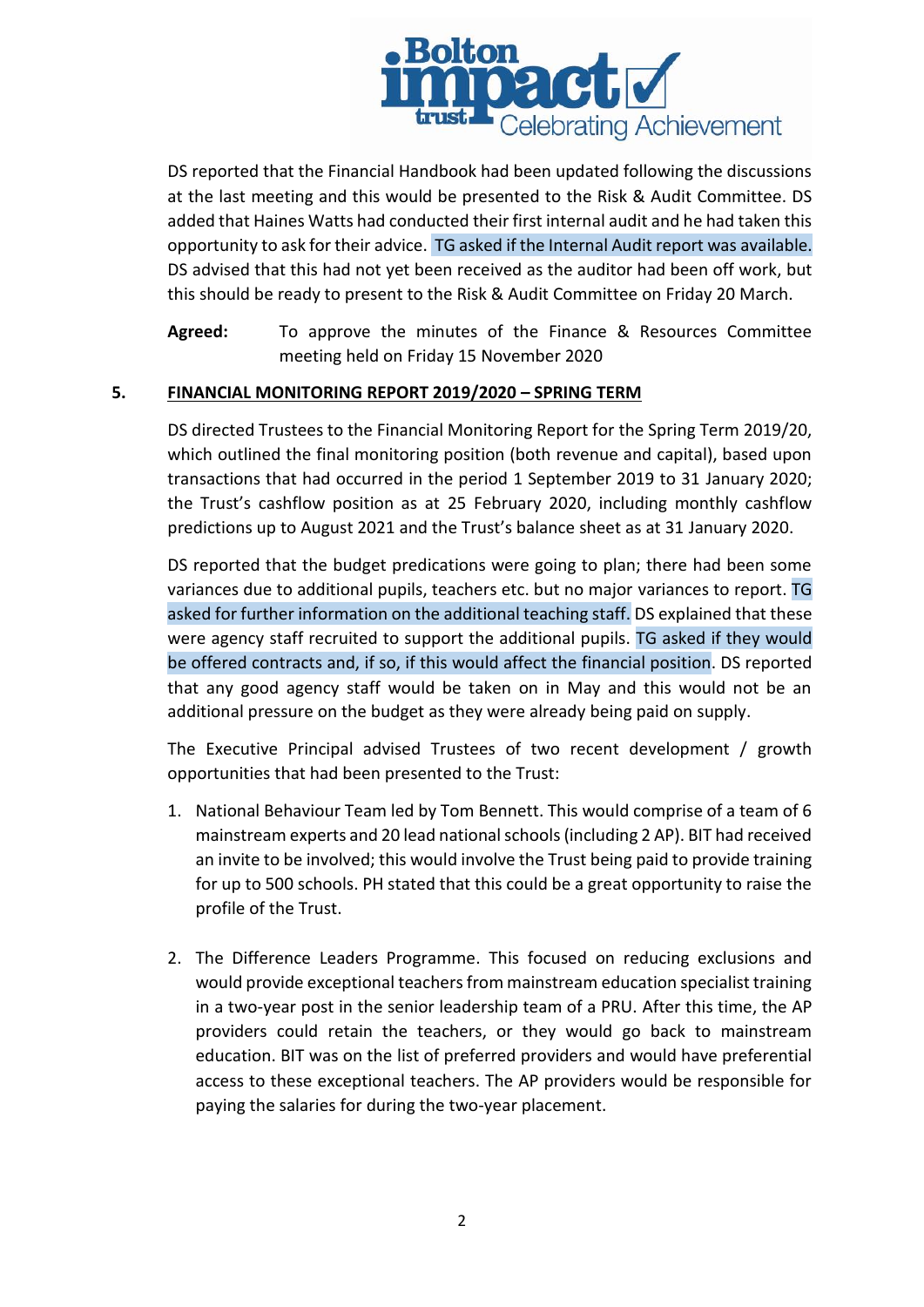DS reported that the Financial Handbook had been updated following the discussions at the last meeting and this would be presented to the Risk & Audit Committee. DS added that Haines Watts had conducted their first internal audit and he had taken this opportunity to ask for their advice. TG asked if the Internal Audit report was available. DS advised that this had not yet been received as the auditor had been off work, but this should be ready to present to the Risk & Audit Committee on Friday 20 March.

**Agreed:** To approve the minutes of the Finance & Resources Committee meeting held on Friday 15 November 2020

## 5. FINANCIAL MONITORING REPORT 2019/2020 – SPRING TERM

DS directed Trustees to the Financial Monitoring Report for the Spring Term 2019/20, which outlined the final monitoring position (both revenue and capital), based upon transactions that had occurred in the period 1 September 2019 to 31 January 2020; the Trust's cashflow position as at 25 February 2020, including monthly cashflow predictions up to August 2021 and the Trust's balance sheet as at 31 January 2020.

DS reported that the budget predications were going to plan; there had been some variances due to additional pupils, teachers etc. but no major variances to report. TG asked for further information on the additional teaching staff. DS explained that these were agency staff recruited to support the additional pupils. TG asked if they would be offered contracts and, if so, if this would affect the financial position. DS reported that any good agency staff would be taken on in May and this would not be an additional pressure on the budget as they were already being paid on supply.

The Executive Principal advised Trustees of two recent development / growth opportunities that had been presented to the Trust:

1. National Behaviour Team led by Tom Bennett. This would comprise of a team of 6 mainstream experts and 20 lead national schools (including 2 AP). BIT had received an invite to be involved; this would involve the Trust being paid to provide training for up to 500 schools. PH stated that this could be a great opportunity to raise the profile of the Trust.

2. The Difference Leaders Programme. This focused on reducing exclusions and would provide exceptional teachers from mainstream education specialist training in a two-year post in the senior leadership team of a PRU. After this time, the AP providers could retain the teachers, or they would go back to mainstream education. BIT was on the list of preferred providers and would have preferential access to these exceptional teachers. The AP providers would be responsible for paying the salaries for during the two-year placement.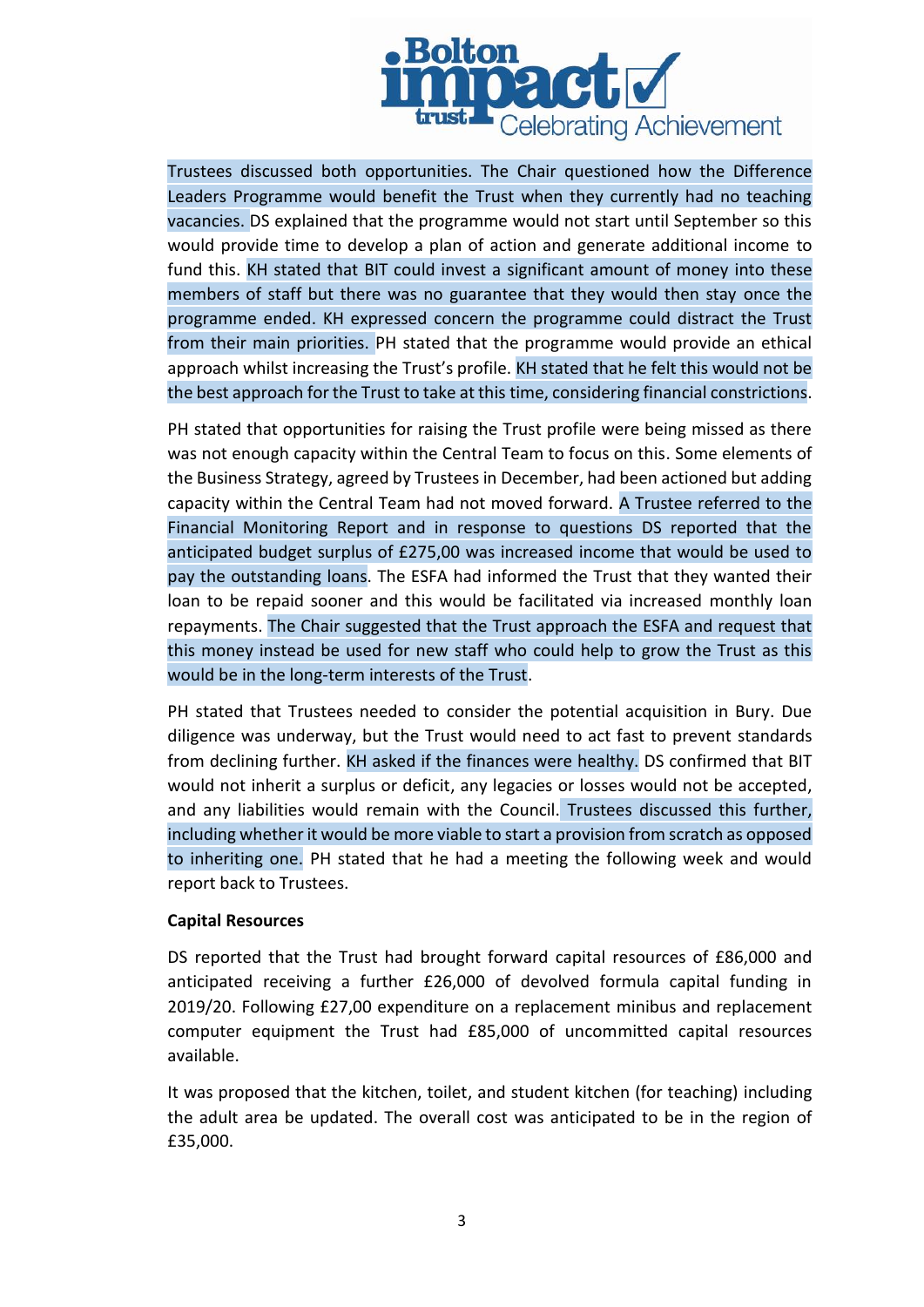Trustees discussed both opportunities. The Chair questioned how the Difference Leaders Programme would benefit the Trust when they currently had no teaching vacancies. DS explained that the programme would not start until September so this would provide time to develop a plan of action and generate additional income to fund this. KH stated that BIT could invest a significant amount of money into these members of staff but there was no guarantee that they would then stay once the programme ended. KH expressed concern the programme could distract the Trust from their main priorities. PH stated that the programme would provide an ethical approach whilst increasing the Trust's profile. KH stated that he felt this would not be the best approach for the Trust to take at this time, considering financial constrictions.

PH stated that opportunities for raising the Trust profile were being missed as there was not enough capacity within the Central Team to focus on this. Some elements of the Business Strategy, agreed by Trustees in December, had been actioned but adding capacity within the Central Team had not moved forward. A Trustee referred to the Financial Monitoring Report and in response to questions DS reported that the anticipated budget surplus of £275,00 was increased income that would be used to pay the outstanding loans. The ESFA had informed the Trust that they wanted their loan to be repaid sooner and this would be facilitated via increased monthly loan repayments. The Chair suggested that the Trust approach the ESFA and request that this money instead be used for new staff who could help to grow the Trust as this would be in the long-term interests of the Trust.

PH stated that Trustees needed to consider the potential acquisition in Bury. Due diligence was underway, but the Trust would need to act fast to prevent standards from declining further. KH asked if the finances were healthy. DS confirmed that BIT would not inherit a surplus or deficit, any legacies or losses would not be accepted, and any liabilities would remain with the Council. Trustees discussed this further, including whether it would be more viable to start a provision from scratch as opposed to inheriting one. PH stated that he had a meeting the following week and would report back to Trustees.

**Capital Resources**

DS reported that the Trust had brought forward capital resources of £86,000 and anticipated receiving a further £26,000 of devolved formula capital funding in 2019/20. Following £27,00 expenditure on a replacement minibus and replacement computer equipment the Trust had £85,000 of uncommitted capital resources available.

It was proposed that the kitchen, toilet, and student kitchen (for teaching) including the adult area be updated. The overall cost was anticipated to be in the region of £35,000.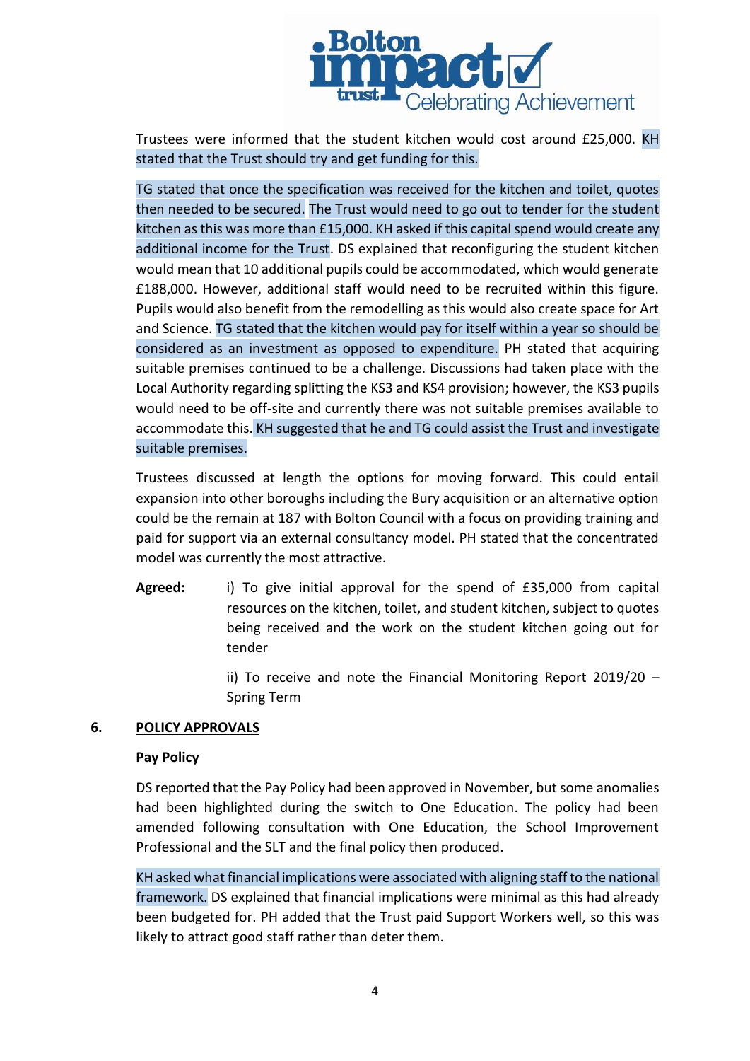Trustees were informed that the student kitchen would cost around £25,000. KH stated that the Trust should try and get funding for this.

TG stated that once the specification was received for the kitchen and toilet, quotes then needed to be secured. The Trust would need to go out to tender for the student kitchen as this was more than £15,000. KH asked if this capital spend would create any additional income for the Trust. DS explained that reconfiguring the student kitchen would mean that 10 additional pupils could be accommodated, which would generate £188,000. However, additional staff would need to be recruited within this figure. Pupils would also benefit from the remodelling as this would also create space for Art and Science. TG stated that the kitchen would pay for itself within a year so should be considered as an investment as opposed to expenditure. PH stated that acquiring suitable premises continued to be a challenge. Discussions had taken place with the Local Authority regarding splitting the KS3 and KS4 provision; however, the KS3 pupils would need to be off-site and currently there was not suitable premises available to accommodate this. KH suggested that he and TG could assist the Trust and investigate suitable premises.

Trustees discussed at length the options for moving forward. This could entail expansion into other boroughs including the Bury acquisition or an alternative option could be the remain at 187 with Bolton Council with a focus on providing training and paid for support via an external consultancy model. PH stated that the concentrated model was currently the most attractive.

**Agreed:** i) To give initial approval for the spend of £35,000 from capital resources on the kitchen, toilet, and student kitchen, subject to quotes being received and the work on the student kitchen going out for tender

ii) To receive and note the Financial Monitoring Report 2019/20 – Spring Term

## 6. POLICY APPROVALS

**Pay Policy**

DS reported that the Pay Policy had been approved in November, but some anomalies had been highlighted during the switch to One Education. The policy had been amended following consultation with One Education, the School Improvement Professional and the SLT and the final policy then produced.

KH asked what financial implications were associated with aligning staff to the national framework. DS explained that financial implications were minimal as this had already been budgeted for. PH added that the Trust paid Support Workers well, so this was likely to attract good staff rather than deter them.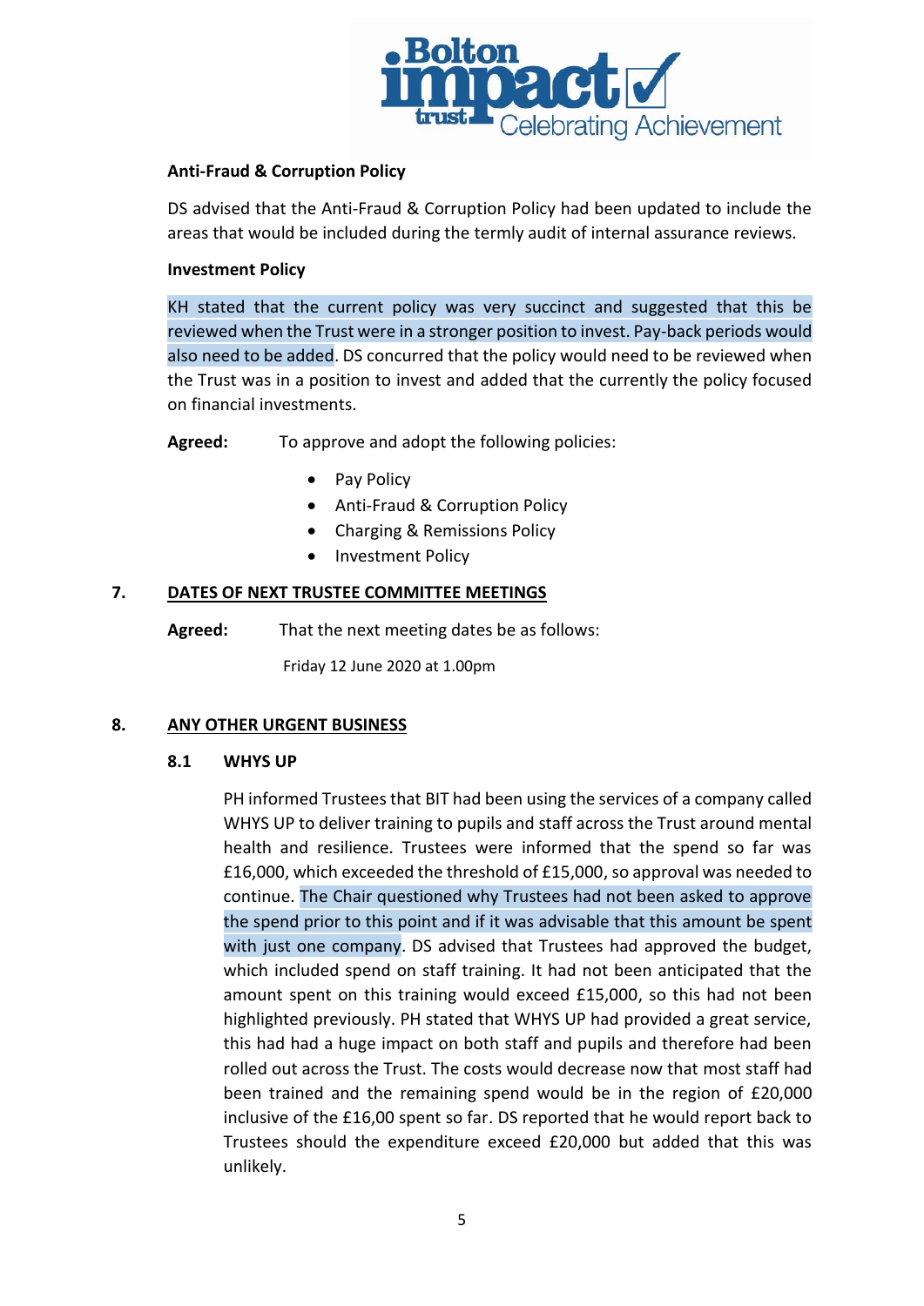**Anti-Fraud & Corruption Policy**

DS advised that the Anti-Fraud & Corruption Policy had been updated to include the areas that would be included during the termly audit of internal assurance reviews.

**Investment Policy**

KH stated that the current policy was very succinct and suggested that this be reviewed when the Trust were in a stronger position to invest. Pay-back periods would also need to be added. DS concurred that the policy would need to be reviewed when the Trust was in a position to invest and added that the currently the policy focused on financial investments.

**Agreed:** To approve and adopt the following policies:

- Pay Policy
- Anti-Fraud & Corruption Policy
- Charging & Remissions Policy
- Investment Policy

## 7. DATES OF NEXT TRUSTEE COMMITTEE MEETINGS

**Agreed:** That the next meeting dates be as follows:

Friday 12 June 2020 at 1.00pm

## 8. ANY OTHER URGENT BUSINESS

### 8.1 WHYS UP

PH informed Trustees that BIT had been using the services of a company called WHYS UP to deliver training to pupils and staff across the Trust around mental health and resilience. Trustees were informed that the spend so far was £16,000, which exceeded the threshold of £15,000, so approval was needed to continue. The Chair questioned why Trustees had not been asked to approve the spend prior to this point and if it was advisable that this amount be spent with just one company. DS advised that Trustees had approved the budget, which included spend on staff training. It had not been anticipated that the amount spent on this training would exceed £15,000, so this had not been highlighted previously. PH stated that WHYS UP had provided a great service, this had had a huge impact on both staff and pupils and therefore had been rolled out across the Trust. The costs would decrease now that most staff had been trained and the remaining spend would be in the region of £20,000 inclusive of the £16,00 spent so far. DS reported that he would report back to Trustees should the expenditure exceed £20,000 but added that this was unlikely.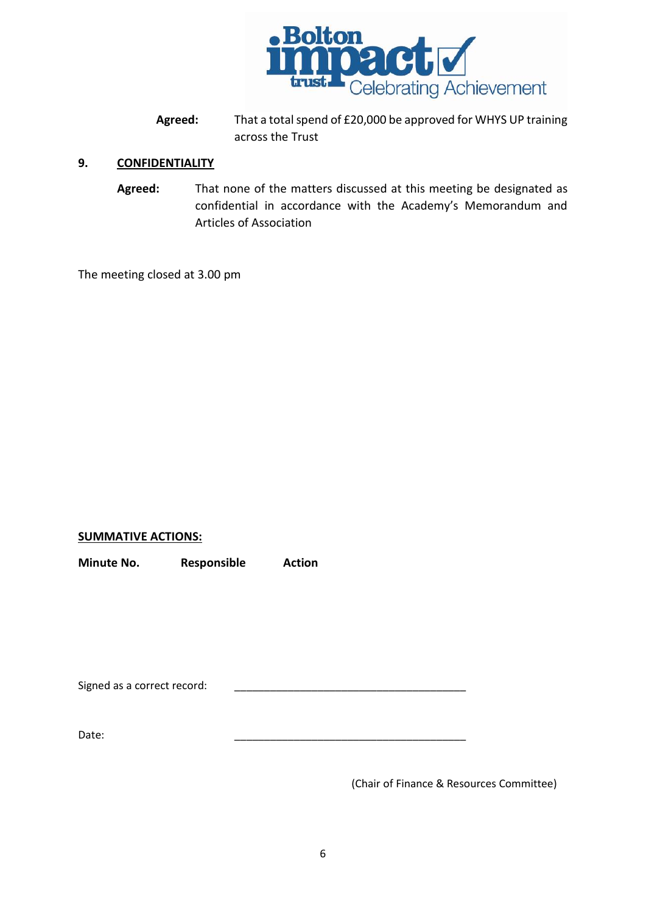**Agreed:** That a total spend of £20,000 be approved for WHYS UP training across the Trust

## 9. CONFIDENTIALITY

**Agreed:** That none of the matters discussed at this meeting be designated as confidential in accordance with the Academy's Memorandum and Articles of Association

The meeting closed at 3.00 pm

**SUMMATIVE ACTIONS:**

| Minute No. | Responsible | Action |
|---|---|---|

Signed as a correct record: _______________________________________

Date: _______________________________________

(Chair of Finance & Resources Committee)